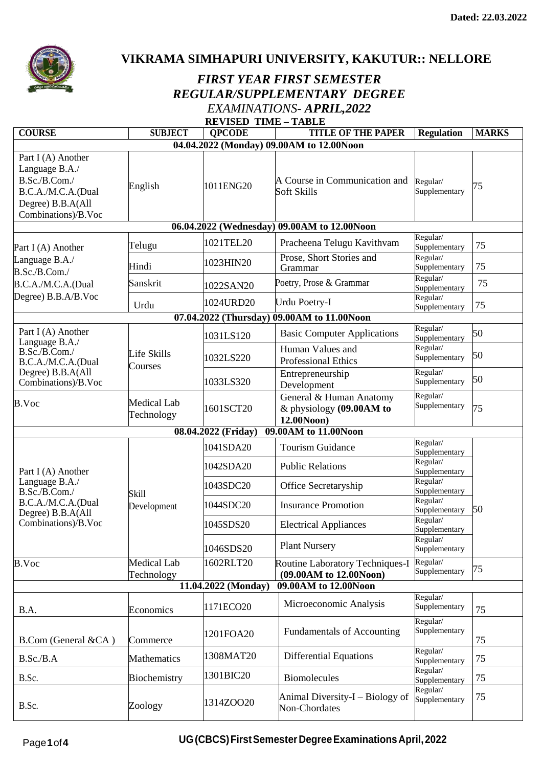**Dated: 22.03.2022**

# VIKRAMA SIMHAPURI UNIVERSITY, KAKUTUR:: NELLORE

## *FIRST YEAR FIRST SEMESTER REGULAR/SUPPLEMENTARY DEGREE EXAMINATIONS- APRIL,2022*

### REVISED TIME – TABLE

| COURSE | SUBJECT | QPCODE | TITLE OF THE PAPER | Regulation | MARKS |
|---|---|---|---|---|---|
| **04.04.2022 (Monday) 09.00AM to 12.00Noon** | | | | | |
| Part I (A) Another Language B.A./ B.Sc./B.Com./ B.C.A./M.C.A.(Dual Degree) B.B.A(All Combinations)/B.Voc | English | 1011ENG20 | A Course in Communication and Soft Skills | Regular/ Supplementary | 75 |
| **06.04.2022 (Wednesday) 09.00AM to 12.00Noon** | | | | | |
| Part I (A) Another Language B.A./ B.Sc./B.Com./ B.C.A./M.C.A.(Dual Degree) B.B.A/B.Voc | Telugu | 1021TEL20 | Pracheena Telugu Kavithvam | Regular/ Supplementary | 75 |
| | Hindi | 1023HIN20 | Prose, Short Stories and Grammar | Regular/ Supplementary | 75 |
| | Sanskrit | 1022SAN20 | Poetry, Prose & Grammar | Regular/ Supplementary | 75 |
| | Urdu | 1024URD20 | Urdu Poetry-I | Regular/ Supplementary | 75 |
| **07.04.2022 (Thursday) 09.00AM to 11.00Noon** | | | | | |
| Part I (A) Another Language B.A./ B.Sc./B.Com./ B.C.A./M.C.A.(Dual Degree) B.B.A(All Combinations)/B.Voc | Life Skills Courses | 1031LS120 | Basic Computer Applications | Regular/ Supplementary | 50 |
| | | 1032LS220 | Human Values and Professional Ethics | Regular/ Supplementary | 50 |
| | | 1033LS320 | Entrepreneurship Development | Regular/ Supplementary | 50 |
| B.Voc | Medical Lab Technology | 1601SCT20 | General & Human Anatomy & physiology **(09.00AM to 12.00Noon)** | Regular/ Supplementary | 75 |
| **08.04.2022 (Friday) 09.00AM to 11.00Noon** | | | | | |
| Part I (A) Another Language B.A./ B.Sc./B.Com./ B.C.A./M.C.A.(Dual Degree) B.B.A(All Combinations)/B.Voc | Skill Development | 1041SDA20 | Tourism Guidance | Regular/ Supplementary | 50 |
| | | 1042SDA20 | Public Relations | Regular/ Supplementary | |
| | | 1043SDC20 | Office Secretaryship | Regular/ Supplementary | |
| | | 1044SDC20 | Insurance Promotion | Regular/ Supplementary | |
| | | 1045SDS20 | Electrical Appliances | Regular/ Supplementary | |
| | | 1046SDS20 | Plant Nursery | Regular/ Supplementary | |
| B.Voc | Medical Lab Technology | 1602RLT20 | Routine Laboratory Techniques-I **(09.00AM to 12.00Noon)** | Regular/ Supplementary | 75 |
| **11.04.2022 (Monday) 09.00AM to 12.00Noon** | | | | | |
| B.A. | Economics | 1171ECO20 | Microeconomic Analysis | Regular/ Supplementary | 75 |
| B.Com (General &CA ) | Commerce | 1201FOA20 | Fundamentals of Accounting | Regular/ Supplementary | 75 |
| B.Sc./B.A | Mathematics | 1308MAT20 | Differential Equations | Regular/ Supplementary | 75 |
| B.Sc. | Biochemistry | 1301BIC20 | Biomolecules | Regular/ Supplementary | 75 |
| B.Sc. | Zoology | 1314ZOO20 | Animal Diversity-I – Biology of Non-Chordates | Regular/ Supplementary | 75 |

**UG (CBCS) First Semester Degree Examinations April, 2022**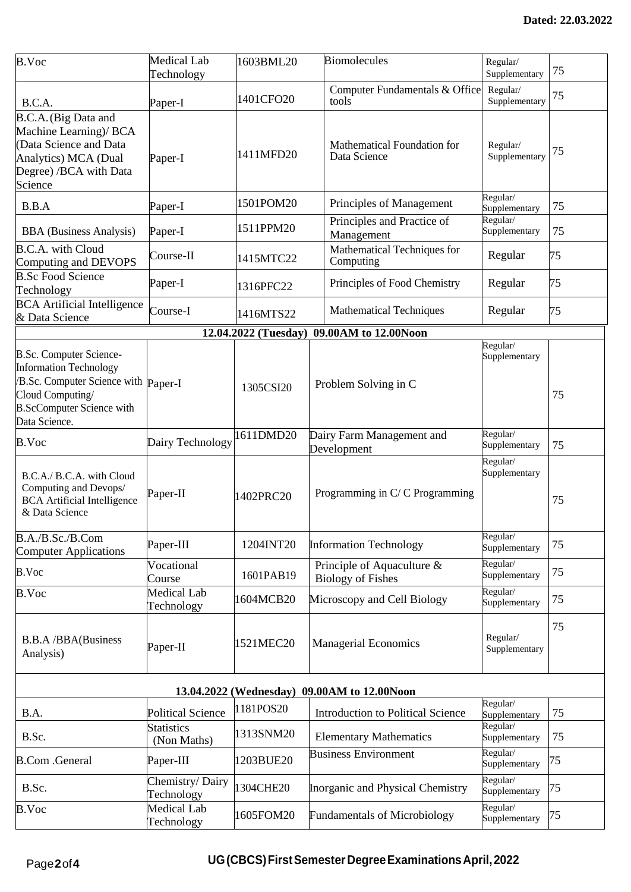**Dated: 22.03.2022**

| | | | | | |
|---|---|---|---|---|---|
| B.Voc | Medical Lab Technology | 1603BML20 | Biomolecules | Regular/ Supplementary | 75 |
| B.C.A. | Paper-I | 1401CFO20 | Computer Fundamentals & Office tools | Regular/ Supplementary | 75 |
| B.C.A.(Big Data and Machine Learning)/ BCA (Data Science and Data Analytics) MCA (Dual Degree) /BCA with Data Science | Paper-I | 1411MFD20 | Mathematical Foundation for Data Science | Regular/ Supplementary | 75 |
| B.B.A | Paper-I | 1501POM20 | Principles of Management | Regular/ Supplementary | 75 |
| BBA (Business Analysis) | Paper-I | 1511PPM20 | Principles and Practice of Management | Regular/ Supplementary | 75 |
| B.C.A. with Cloud Computing and DEVOPS | Course-II | 1415MTC22 | Mathematical Techniques for Computing | Regular | 75 |
| B.Sc Food Science Technology | Paper-I | 1316PFC22 | Principles of Food Chemistry | Regular | 75 |
| BCA Artificial Intelligence & Data Science | Course-I | 1416MTS22 | Mathematical Techniques | Regular | 75 |
| **12.04.2022 (Tuesday) 09.00AM to 12.00Noon** | | | | | |
| B.Sc. Computer Science-Information Technology /B.Sc. Computer Science with Cloud Computing/ B.ScComputer Science with Data Science. | Paper-I | 1305CSI20 | Problem Solving in C | Regular/ Supplementary | 75 |
| B.Voc | Dairy Technology | 1611DMD20 | Dairy Farm Management and Development | Regular/ Supplementary | 75 |
| B.C.A./ B.C.A. with Cloud Computing and Devops/ BCA Artificial Intelligence & Data Science | Paper-II | 1402PRC20 | Programming in C/ C Programming | Regular/ Supplementary | 75 |
| B.A./B.Sc./B.Com Computer Applications | Paper-III | 1204INT20 | Information Technology | Regular/ Supplementary | 75 |
| B.Voc | Vocational Course | 1601PAB19 | Principle of Aquaculture & Biology of Fishes | Regular/ Supplementary | 75 |
| B.Voc | Medical Lab Technology | 1604MCB20 | Microscopy and Cell Biology | Regular/ Supplementary | 75 |
| B.B.A /BBA(Business Analysis) | Paper-II | 1521MEC20 | Managerial Economics | Regular/ Supplementary | 75 |
| **13.04.2022 (Wednesday) 09.00AM to 12.00Noon** | | | | | |
| B.A. | Political Science | 1181POS20 | Introduction to Political Science | Regular/ Supplementary | 75 |
| B.Sc. | Statistics (Non Maths) | 1313SNM20 | Elementary Mathematics | Regular/ Supplementary | 75 |
| B.Com .General | Paper-III | 1203BUE20 | Business Environment | Regular/ Supplementary | 75 |
| B.Sc. | Chemistry/ Dairy Technology | 1304CHE20 | Inorganic and Physical Chemistry | Regular/ Supplementary | 75 |
| B.Voc | Medical Lab Technology | 1605FOM20 | Fundamentals of Microbiology | Regular/ Supplementary | 75 |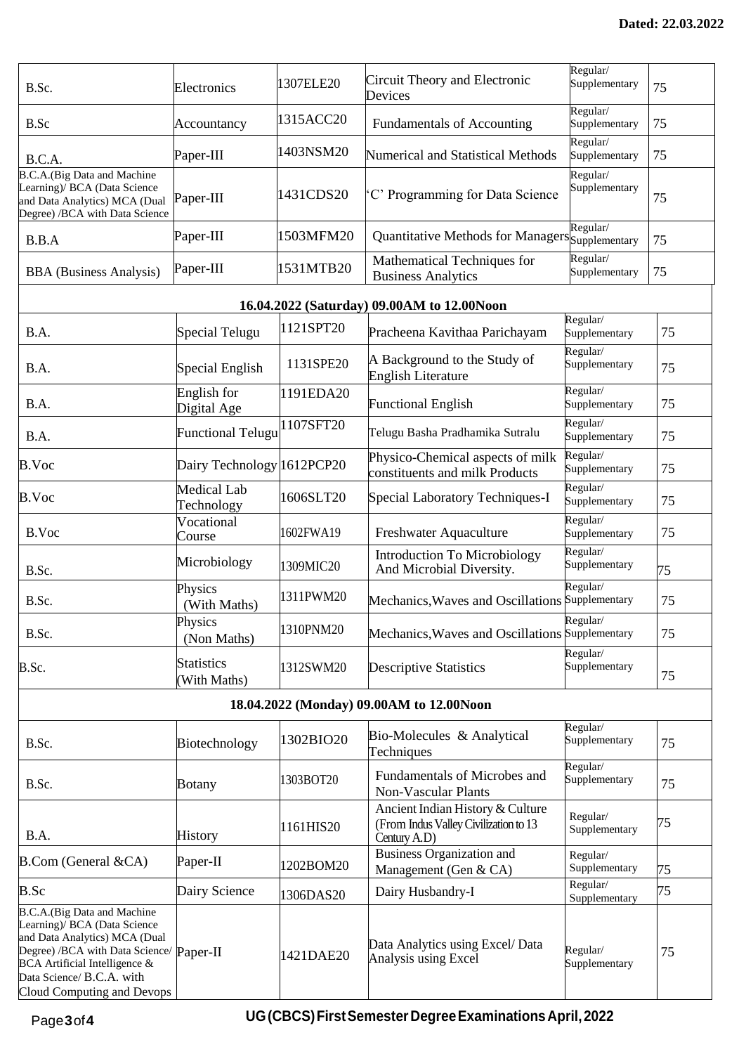**Dated: 22.03.2022**

| | | | | | |
|---|---|---|---|---|---|
| B.Sc. | Electronics | 1307ELE20 | Circuit Theory and Electronic Devices | Regular/ Supplementary | 75 |
| B.Sc | Accountancy | 1315ACC20 | Fundamentals of Accounting | Regular/ Supplementary | 75 |
| B.C.A. | Paper-III | 1403NSM20 | Numerical and Statistical Methods | Regular/ Supplementary | 75 |
| B.C.A.(Big Data and Machine Learning)/ BCA (Data Science and Data Analytics) MCA (Dual Degree) /BCA with Data Science | Paper-III | 1431CDS20 | 'C' Programming for Data Science | Regular/ Supplementary | 75 |
| B.B.A | Paper-III | 1503MFM20 | Quantitative Methods for Managers | Regular/ Supplementary | 75 |
| BBA (Business Analysis) | Paper-III | 1531MTB20 | Mathematical Techniques for Business Analytics | Regular/ Supplementary | 75 |
| **16.04.2022 (Saturday) 09.00AM to 12.00Noon** | | | | | |
| B.A. | Special Telugu | 1121SPT20 | Pracheena Kavithaa Parichayam | Regular/ Supplementary | 75 |
| B.A. | Special English | 1131SPE20 | A Background to the Study of English Literature | Regular/ Supplementary | 75 |
| B.A. | English for Digital Age | 1191EDA20 | Functional English | Regular/ Supplementary | 75 |
| B.A. | Functional Telugu | 1107SFT20 | Telugu Basha Pradhamika Sutralu | Regular/ Supplementary | 75 |
| B.Voc | Dairy Technology | 1612PCP20 | Physico-Chemical aspects of milk constituents and milk Products | Regular/ Supplementary | 75 |
| B.Voc | Medical Lab Technology | 1606SLT20 | Special Laboratory Techniques-I | Regular/ Supplementary | 75 |
| B.Voc | Vocational Course | 1602FWA19 | Freshwater Aquaculture | Regular/ Supplementary | 75 |
| B.Sc. | Microbiology | 1309MIC20 | Introduction To Microbiology And Microbial Diversity. | Regular/ Supplementary | 75 |
| B.Sc. | Physics (With Maths) | 1311PWM20 | Mechanics,Waves and Oscillations | Regular/ Supplementary | 75 |
| B.Sc. | Physics (Non Maths) | 1310PNM20 | Mechanics,Waves and Oscillations | Regular/ Supplementary | 75 |
| B.Sc. | Statistics (With Maths) | 1312SWM20 | Descriptive Statistics | Regular/ Supplementary | 75 |
| **18.04.2022 (Monday) 09.00AM to 12.00Noon** | | | | | |
| B.Sc. | Biotechnology | 1302BIO20 | Bio-Molecules & Analytical Techniques | Regular/ Supplementary | 75 |
| B.Sc. | Botany | 1303BOT20 | Fundamentals of Microbes and Non-Vascular Plants | Regular/ Supplementary | 75 |
| B.A. | History | 1161HIS20 | Ancient Indian History & Culture (From Indus Valley Civilization to 13 Century A.D) | Regular/ Supplementary | 75 |
| B.Com (General &CA) | Paper-II | 1202BOM20 | Business Organization and Management (Gen & CA) | Regular/ Supplementary | 75 |
| B.Sc | Dairy Science | 1306DAS20 | Dairy Husbandry-I | Regular/ Supplementary | 75 |
| B.C.A.(Big Data and Machine Learning)/ BCA (Data Science and Data Analytics) MCA (Dual Degree) /BCA with Data Science/ BCA Artificial Intelligence & Data Science/ B.C.A. with Cloud Computing and Devops | Paper-II | 1421DAE20 | Data Analytics using Excel/ Data Analysis using Excel | Regular/ Supplementary | 75 |

**UG (CBCS) First Semester Degree Examinations April, 2022**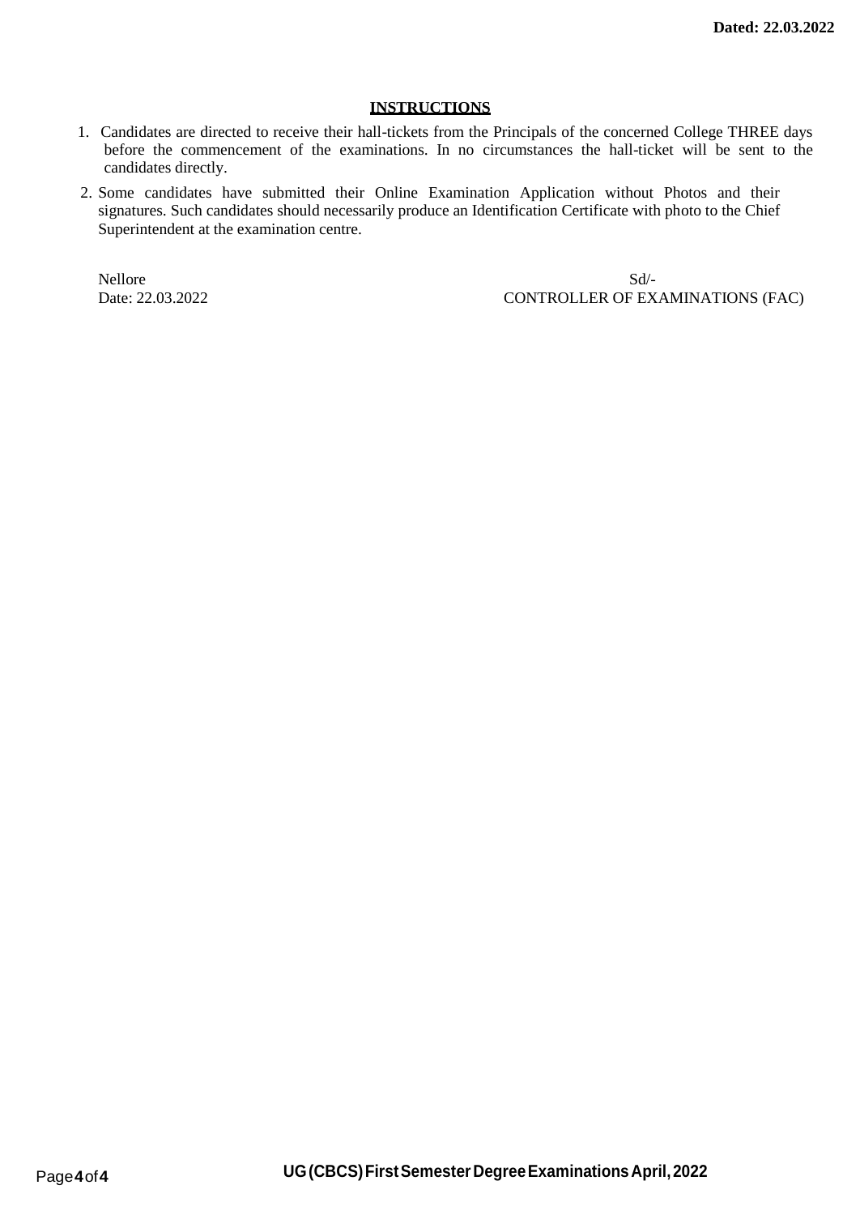**Dated: 22.03.2022**

## INSTRUCTIONS

1. Candidates are directed to receive their hall-tickets from the Principals of the concerned College THREE days before the commencement of the examinations. In no circumstances the hall-ticket will be sent to the candidates directly.
2. Some candidates have submitted their Online Examination Application without Photos and their signatures. Such candidates should necessarily produce an Identification Certificate with photo to the Chief Superintendent at the examination centre.

Nellore
Date: 22.03.2022

Sd/-
CONTROLLER OF EXAMINATIONS (FAC)